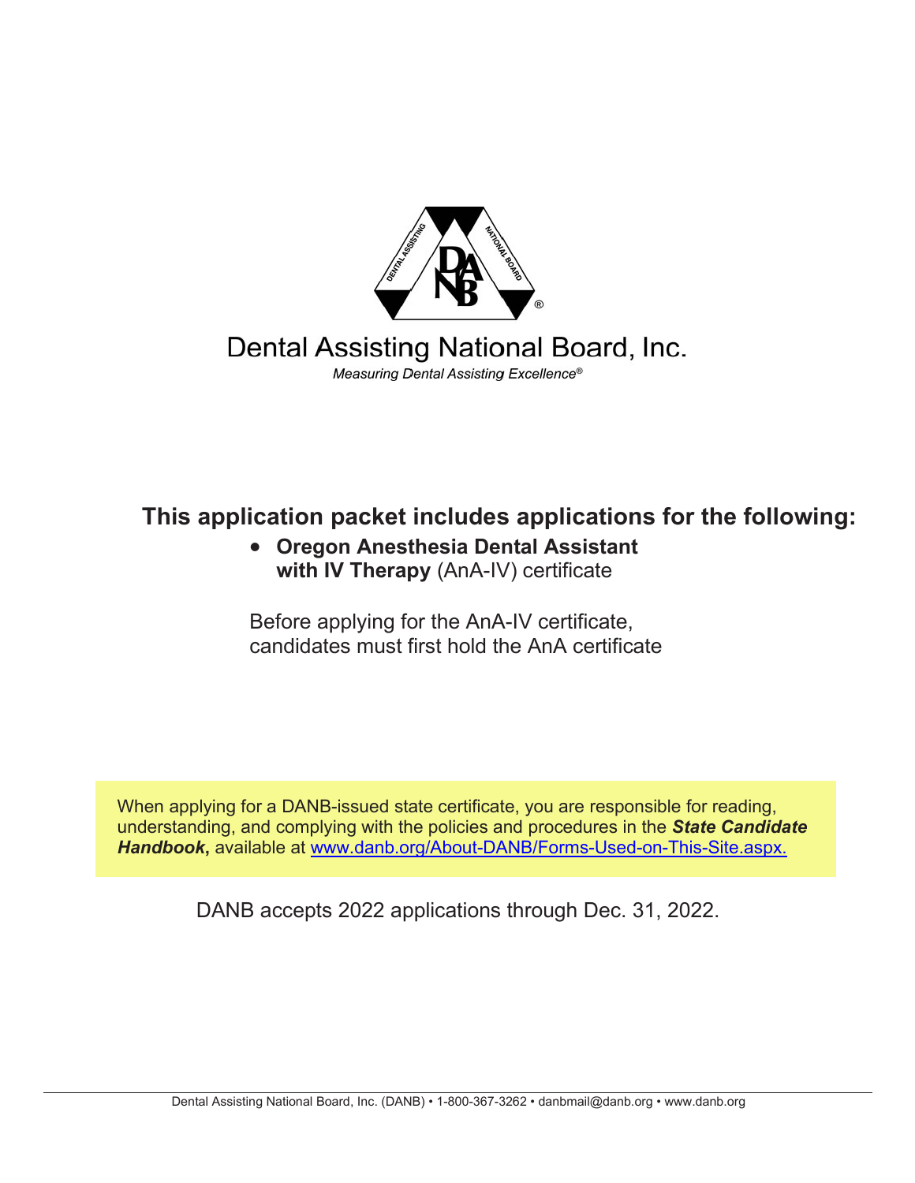# Dental Assisting National Board, Inc.

*Measuring Dental Assisting Excellence®*

## This application packet includes applications for the following:

- **Oregon Anesthesia Dental Assistant with IV Therapy** (AnA-IV) certificate

Before applying for the AnA-IV certificate, candidates must first hold the AnA certificate

When applying for a DANB-issued state certificate, you are responsible for reading, understanding, and complying with the policies and procedures in the ***State Candidate Handbook*****,** available at [www.danb.org/About-DANB/Forms-Used-on-This-Site.aspx.](http://www.danb.org/About-DANB/Forms-Used-on-This-Site.aspx)

DANB accepts 2022 applications through Dec. 31, 2022.

Dental Assisting National Board, Inc. (DANB) • 1-800-367-3262 • danbmail@danb.org • www.danb.org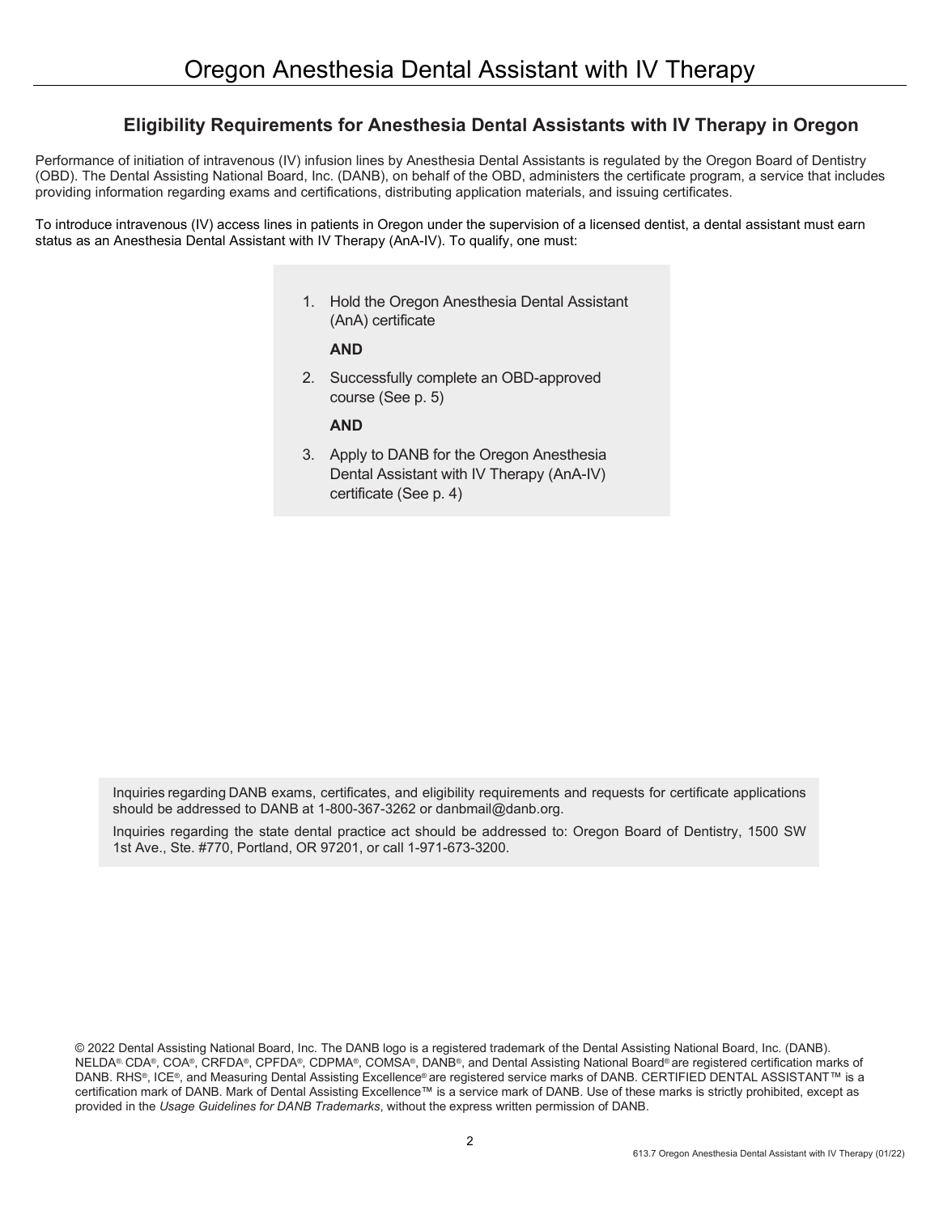# Oregon Anesthesia Dental Assistant with IV Therapy

## Eligibility Requirements for Anesthesia Dental Assistants with IV Therapy in Oregon

Performance of initiation of intravenous (IV) infusion lines by Anesthesia Dental Assistants is regulated by the Oregon Board of Dentistry (OBD). The Dental Assisting National Board, Inc. (DANB), on behalf of the OBD, administers the certificate program, a service that includes providing information regarding exams and certifications, distributing application materials, and issuing certificates.

To introduce intravenous (IV) access lines in patients in Oregon under the supervision of a licensed dentist, a dental assistant must earn status as an Anesthesia Dental Assistant with IV Therapy (AnA-IV). To qualify, one must:

1. Hold the Oregon Anesthesia Dental Assistant (AnA) certificate

   **AND**

2. Successfully complete an OBD-approved course (See p. 5)

   **AND**

3. Apply to DANB for the Oregon Anesthesia Dental Assistant with IV Therapy (AnA-IV) certificate (See p. 4)

Inquiries regarding DANB exams, certificates, and eligibility requirements and requests for certificate applications should be addressed to DANB at 1-800-367-3262 or danbmail@danb.org.

Inquiries regarding the state dental practice act should be addressed to: Oregon Board of Dentistry, 1500 SW 1st Ave., Ste. #770, Portland, OR 97201, or call 1-971-673-3200.

© 2022 Dental Assisting National Board, Inc. The DANB logo is a registered trademark of the Dental Assisting National Board, Inc. (DANB). NELDA®, CDA®, COA®, CRFDA®, CPFDA®, CDPMA®, COMSA®, DANB®, and Dental Assisting National Board® are registered certification marks of DANB. RHS®, ICE®, and Measuring Dental Assisting Excellence® are registered service marks of DANB. CERTIFIED DENTAL ASSISTANT™ is a certification mark of DANB. Mark of Dental Assisting Excellence™ is a service mark of DANB. Use of these marks is strictly prohibited, except as provided in the *Usage Guidelines for DANB Trademarks*, without the express written permission of DANB.

613.7 Oregon Anesthesia Dental Assistant with IV Therapy (01/22)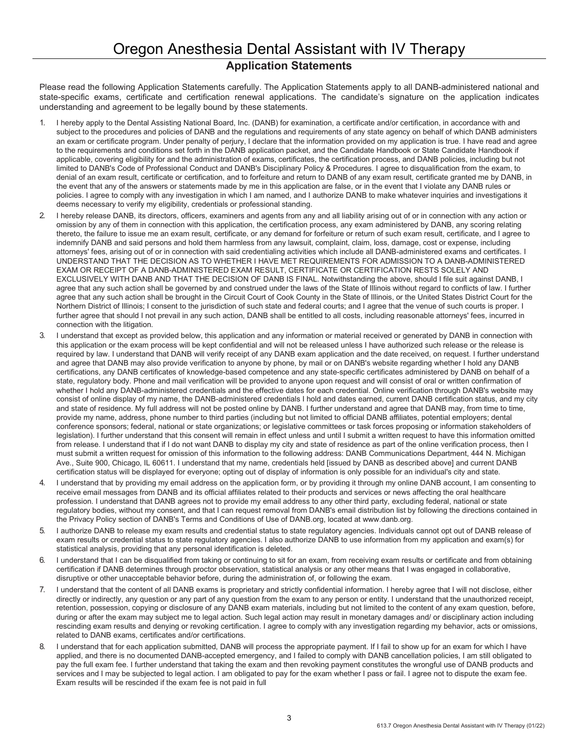# Oregon Anesthesia Dental Assistant with IV Therapy

## Application Statements

Please read the following Application Statements carefully. The Application Statements apply to all DANB-administered national and state-specific exams, certificate and certification renewal applications. The candidate's signature on the application indicates understanding and agreement to be legally bound by these statements.

1. I hereby apply to the Dental Assisting National Board, Inc. (DANB) for examination, a certificate and/or certification, in accordance with and subject to the procedures and policies of DANB and the regulations and requirements of any state agency on behalf of which DANB administers an exam or certificate program. Under penalty of perjury, I declare that the information provided on my application is true. I have read and agree to the requirements and conditions set forth in the DANB application packet, and the Candidate Handbook or State Candidate Handbook if applicable, covering eligibility for and the administration of exams, certificates, the certification process, and DANB policies, including but not limited to DANB's Code of Professional Conduct and DANB's Disciplinary Policy & Procedures. I agree to disqualification from the exam, to denial of an exam result, certificate or certification, and to forfeiture and return to DANB of any exam result, certificate granted me by DANB, in the event that any of the answers or statements made by me in this application are false, or in the event that I violate any DANB rules or policies. I agree to comply with any investigation in which I am named, and I authorize DANB to make whatever inquiries and investigations it deems necessary to verify my eligibility, credentials or professional standing.
2. I hereby release DANB, its directors, officers, examiners and agents from any and all liability arising out of or in connection with any action or omission by any of them in connection with this application, the certification process, any exam administered by DANB, any scoring relating thereto, the failure to issue me an exam result, certificate, or any demand for forfeiture or return of such exam result, certificate, and I agree to indemnify DANB and said persons and hold them harmless from any lawsuit, complaint, claim, loss, damage, cost or expense, including attorneys' fees, arising out of or in connection with said credentialing activities which include all DANB-administered exams and certificates. I UNDERSTAND THAT THE DECISION AS TO WHETHER I HAVE MET REQUIREMENTS FOR ADMISSION TO A DANB-ADMINISTERED EXAM OR RECEIPT OF A DANB-ADMINISTERED EXAM RESULT, CERTIFICATE OR CERTIFICATION RESTS SOLELY AND EXCLUSIVELY WITH DANB AND THAT THE DECISION OF DANB IS FINAL. Notwithstanding the above, should I file suit against DANB, I agree that any such action shall be governed by and construed under the laws of the State of Illinois without regard to conflicts of law. I further agree that any such action shall be brought in the Circuit Court of Cook County in the State of Illinois, or the United States District Court for the Northern District of Illinois; I consent to the jurisdiction of such state and federal courts; and I agree that the venue of such courts is proper. I further agree that should I not prevail in any such action, DANB shall be entitled to all costs, including reasonable attorneys' fees, incurred in connection with the litigation.
3. I understand that except as provided below, this application and any information or material received or generated by DANB in connection with this application or the exam process will be kept confidential and will not be released unless I have authorized such release or the release is required by law. I understand that DANB will verify receipt of any DANB exam application and the date received, on request. I further understand and agree that DANB may also provide verification to anyone by phone, by mail or on DANB's website regarding whether I hold any DANB certifications, any DANB certificates of knowledge-based competence and any state-specific certificates administered by DANB on behalf of a state, regulatory body. Phone and mail verification will be provided to anyone upon request and will consist of oral or written confirmation of whether I hold any DANB-administered credentials and the effective dates for each credential. Online verification through DANB's website may consist of online display of my name, the DANB-administered credentials I hold and dates earned, current DANB certification status, and my city and state of residence. My full address will not be posted online by DANB. I further understand and agree that DANB may, from time to time, provide my name, address, phone number to third parties (including but not limited to official DANB affiliates, potential employers; dental conference sponsors; federal, national or state organizations; or legislative committees or task forces proposing or information stakeholders of legislation). I further understand that this consent will remain in effect unless and until I submit a written request to have this information omitted from release. I understand that if I do not want DANB to display my city and state of residence as part of the online verification process, then I must submit a written request for omission of this information to the following address: DANB Communications Department, 444 N. Michigan Ave., Suite 900, Chicago, IL 60611. I understand that my name, credentials held [issued by DANB as described above] and current DANB certification status will be displayed for everyone; opting out of display of information is only possible for an individual's city and state.
4. I understand that by providing my email address on the application form, or by providing it through my online DANB account, I am consenting to receive email messages from DANB and its official affiliates related to their products and services or news affecting the oral healthcare profession. I understand that DANB agrees not to provide my email address to any other third party, excluding federal, national or state regulatory bodies, without my consent, and that I can request removal from DANB's email distribution list by following the directions contained in the Privacy Policy section of DANB's Terms and Conditions of Use of DANB.org, located at www.danb.org.
5. I authorize DANB to release my exam results and credential status to state regulatory agencies. Individuals cannot opt out of DANB release of exam results or credential status to state regulatory agencies. I also authorize DANB to use information from my application and exam(s) for statistical analysis, providing that any personal identification is deleted.
6. I understand that I can be disqualified from taking or continuing to sit for an exam, from receiving exam results or certificate and from obtaining certification if DANB determines through proctor observation, statistical analysis or any other means that I was engaged in collaborative, disruptive or other unacceptable behavior before, during the administration of, or following the exam.
7. I understand that the content of all DANB exams is proprietary and strictly confidential information. I hereby agree that I will not disclose, either directly or indirectly, any question or any part of any question from the exam to any person or entity. I understand that the unauthorized receipt, retention, possession, copying or disclosure of any DANB exam materials, including but not limited to the content of any exam question, before, during or after the exam may subject me to legal action. Such legal action may result in monetary damages and/ or disciplinary action including rescinding exam results and denying or revoking certification. I agree to comply with any investigation regarding my behavior, acts or omissions, related to DANB exams, certificates and/or certifications.
8. I understand that for each application submitted, DANB will process the appropriate payment. If I fail to show up for an exam for which I have applied, and there is no documented DANB-accepted emergency, and I failed to comply with DANB cancellation policies, I am still obligated to pay the full exam fee. I further understand that taking the exam and then revoking payment constitutes the wrongful use of DANB products and services and I may be subjected to legal action. I am obligated to pay for the exam whether I pass or fail. I agree not to dispute the exam fee. Exam results will be rescinded if the exam fee is not paid in full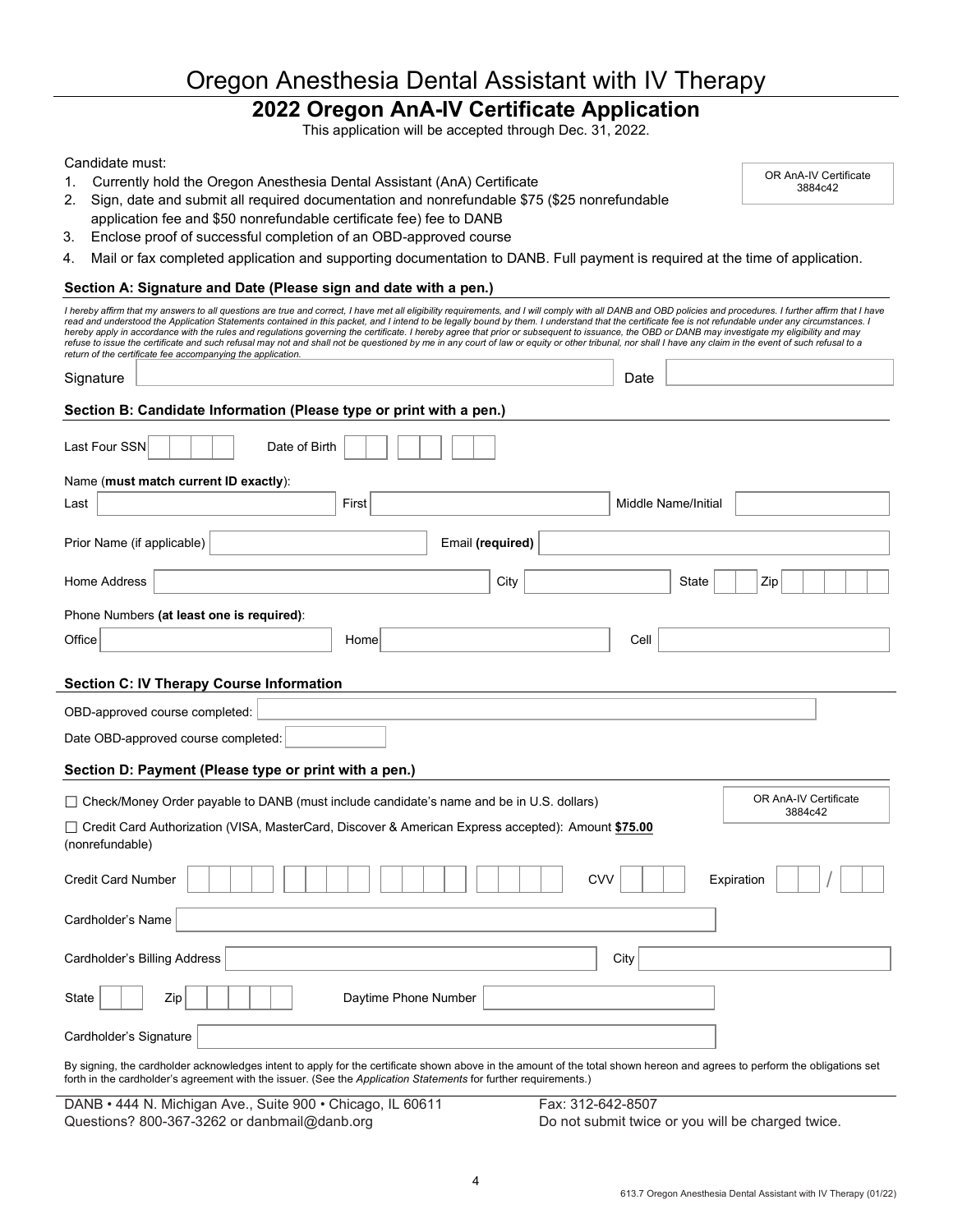# Oregon Anesthesia Dental Assistant with IV Therapy

## 2022 Oregon AnA-IV Certificate Application

This application will be accepted through Dec. 31, 2022.

OR AnA-IV Certificate
3884c42

Candidate must:

1. Currently hold the Oregon Anesthesia Dental Assistant (AnA) Certificate
2. Sign, date and submit all required documentation and nonrefundable $75 ($25 nonrefundable application fee and $50 nonrefundable certificate fee) fee to DANB
3. Enclose proof of successful completion of an OBD-approved course
4. Mail or fax completed application and supporting documentation to DANB. Full payment is required at the time of application.

### Section A: Signature and Date (Please sign and date with a pen.)

*I hereby affirm that my answers to all questions are true and correct, I have met all eligibility requirements, and I will comply with all DANB and OBD policies and procedures. I further affirm that I have read and understood the Application Statements contained in this packet, and I intend to be legally bound by them. I understand that the certificate fee is not refundable under any circumstances. I hereby apply in accordance with the rules and regulations governing the certificate. I hereby agree that prior or subsequent to issuance, the OBD or DANB may investigate my eligibility and may refuse to issue the certificate and such refusal may not and shall not be questioned by me in any court of law or equity or other tribunal, nor shall I have any claim in the event of such refusal to a return of the certificate fee accompanying the application.*

Signature ______________________ Date ______________

### Section B: Candidate Information (Please type or print with a pen.)

Last Four SSN ______ Date of Birth ______

Name (**must match current ID exactly**):

Last ______________ First ______________ Middle Name/Initial ______________

Prior Name (if applicable) ______________ Email **(required)** ______________

Home Address ______________ City ______________ State ____ Zip ______

Phone Numbers **(at least one is required)**:

Office ______________ Home ______________ Cell ______________

### Section C: IV Therapy Course Information

OBD-approved course completed: ______________

Date OBD-approved course completed: ______________

### Section D: Payment (Please type or print with a pen.)

OR AnA-IV Certificate
3884c42

☐ Check/Money Order payable to DANB (must include candidate's name and be in U.S. dollars)

☐ Credit Card Authorization (VISA, MasterCard, Discover & American Express accepted): Amount **$75.00** (nonrefundable)

Credit Card Number ______________ CVV ______ Expiration ____ / ____

Cardholder's Name ______________

Cardholder's Billing Address ______________ City ______________

State ____ Zip ______ Daytime Phone Number ______________

Cardholder's Signature ______________

By signing, the cardholder acknowledges intent to apply for the certificate shown above in the amount of the total shown hereon and agrees to perform the obligations set forth in the cardholder's agreement with the issuer. (See the *Application Statements* for further requirements.)

DANB • 444 N. Michigan Ave., Suite 900 • Chicago, IL 60611
Questions? 800-367-3262 or danbmail@danb.org

Fax: 312-642-8507
Do not submit twice or you will be charged twice.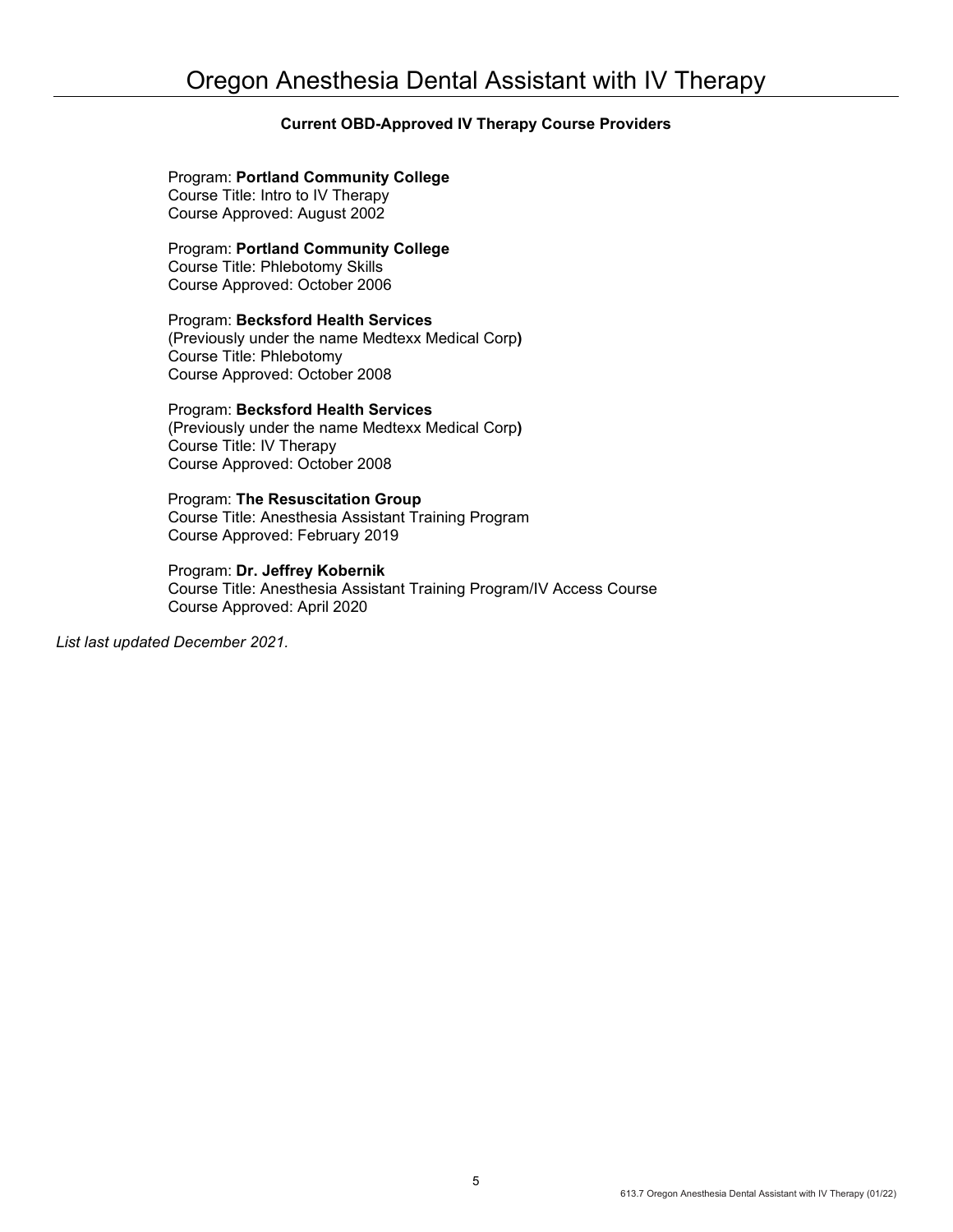# Oregon Anesthesia Dental Assistant with IV Therapy

**Current OBD-Approved IV Therapy Course Providers**

Program: **Portland Community College**
Course Title: Intro to IV Therapy
Course Approved: August 2002

Program: **Portland Community College**
Course Title: Phlebotomy Skills
Course Approved: October 2006

Program: **Becksford Health Services**
(Previously under the name Medtexx Medical Corp**)**
Course Title: Phlebotomy
Course Approved: October 2008

Program: **Becksford Health Services**
(Previously under the name Medtexx Medical Corp**)**
Course Title: IV Therapy
Course Approved: October 2008

Program: **The Resuscitation Group**
Course Title: Anesthesia Assistant Training Program
Course Approved: February 2019

Program: **Dr. Jeffrey Kobernik**
Course Title: Anesthesia Assistant Training Program/IV Access Course
Course Approved: April 2020

*List last updated December 2021.*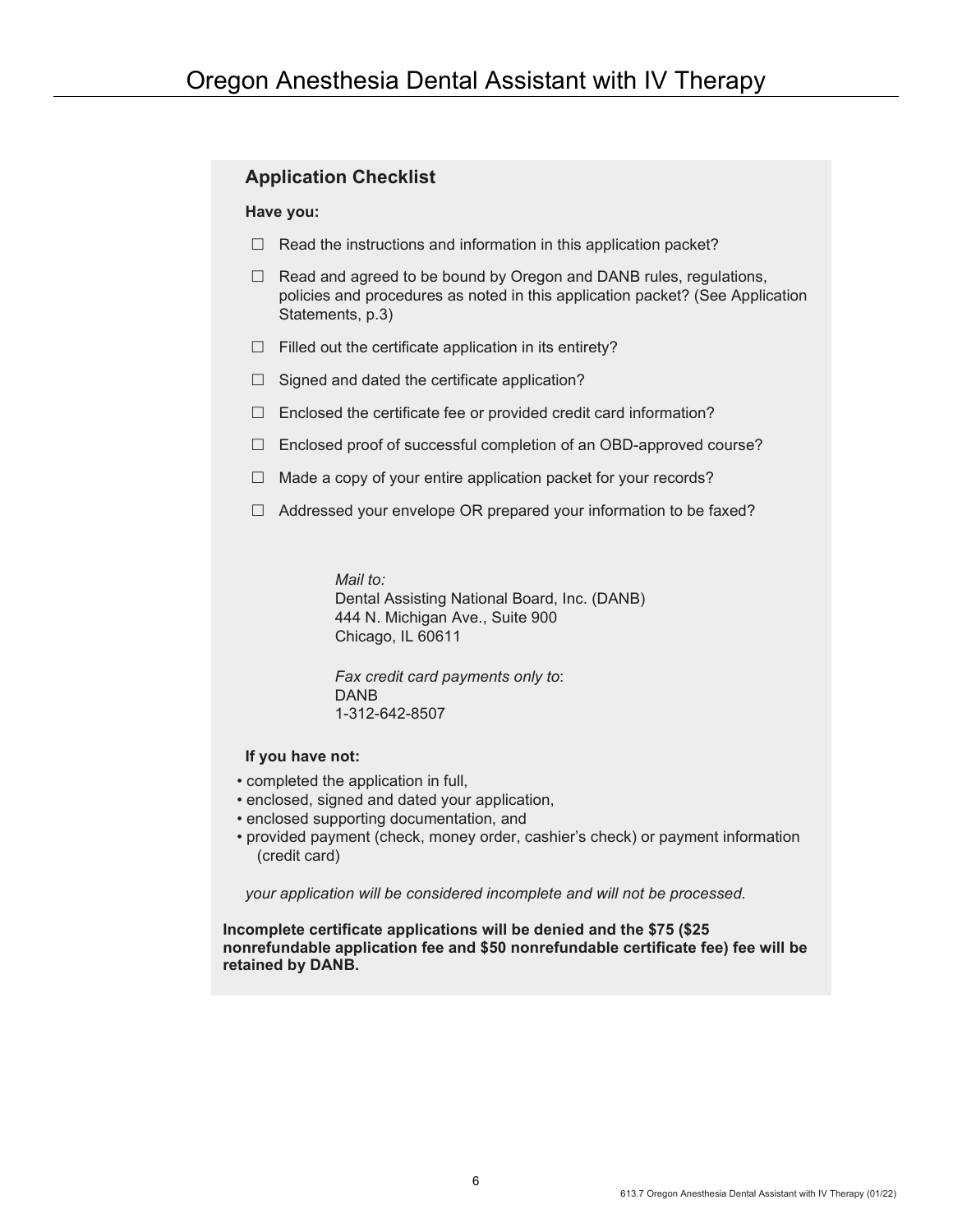# Oregon Anesthesia Dental Assistant with IV Therapy

## Application Checklist

**Have you:**

- ☐ Read the instructions and information in this application packet?
- ☐ Read and agreed to be bound by Oregon and DANB rules, regulations, policies and procedures as noted in this application packet? (See Application Statements, p.3)
- ☐ Filled out the certificate application in its entirety?
- ☐ Signed and dated the certificate application?
- ☐ Enclosed the certificate fee or provided credit card information?
- ☐ Enclosed proof of successful completion of an OBD-approved course?
- ☐ Made a copy of your entire application packet for your records?
- ☐ Addressed your envelope OR prepared your information to be faxed?

*Mail to:*
Dental Assisting National Board, Inc. (DANB)
444 N. Michigan Ave., Suite 900
Chicago, IL 60611

*Fax credit card payments only to*:
DANB
1-312-642-8507

**If you have not:**

- completed the application in full,
- enclosed, signed and dated your application,
- enclosed supporting documentation, and
- provided payment (check, money order, cashier's check) or payment information (credit card)

*your application will be considered incomplete and will not be processed.*

**Incomplete certificate applications will be denied and the $75 ($25 nonrefundable application fee and $50 nonrefundable certificate fee) fee will be retained by DANB.**